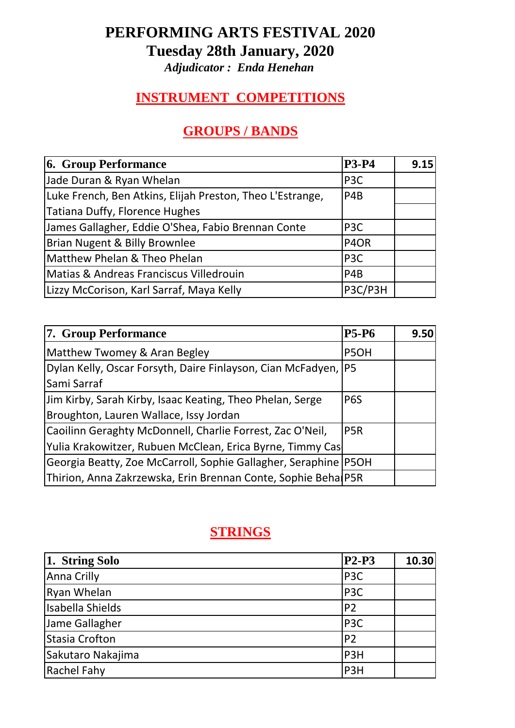# PERFORMING ARTS FESTIVAL 2020

## Tuesday 28th January, 2020

***Adjudicator : Enda Henehan***

## INSTRUMENT COMPETITIONS

## GROUPS / BANDS

| 6. Group Performance | P3-P4 | 9.15 |
|---|---|---|
| Jade Duran & Ryan Whelan | P3C | |
| Luke French, Ben Atkins, Elijah Preston, Theo L'Estrange, Tatiana Duffy, Florence Hughes | P4B | |
| James Gallagher, Eddie O'Shea, Fabio Brennan Conte | P3C | |
| Brian Nugent & Billy Brownlee | P4OR | |
| Matthew Phelan & Theo Phelan | P3C | |
| Matias & Andreas Franciscus Villedrouin | P4B | |
| Lizzy McCorison, Karl Sarraf, Maya Kelly | P3C/P3H | |

| 7. Group Performance | P5-P6 | 9.50 |
|---|---|---|
| Matthew Twomey & Aran Begley | P5OH | |
| Dylan Kelly, Oscar Forsyth, Daire Finlayson, Cian McFadyen, Sami Sarraf | P5 | |
| Jim Kirby, Sarah Kirby, Isaac Keating, Theo Phelan, Serge Broughton, Lauren Wallace, Issy Jordan | P6S | |
| Caoilinn Geraghty McDonnell, Charlie Forrest, Zac O'Neil, Yulia Krakowitzer, Rubuen McClean, Erica Byrne, Timmy Cas | P5R | |
| Georgia Beatty, Zoe McCarroll, Sophie Gallagher, Seraphine | P5OH | |
| Thirion, Anna Zakrzewska, Erin Brennan Conte, Sophie Beha | P5R | |

## STRINGS

| 1. String Solo | P2-P3 | 10.30 |
|---|---|---|
| Anna Crilly | P3C | |
| Ryan Whelan | P3C | |
| Isabella Shields | P2 | |
| Jame Gallagher | P3C | |
| Stasia Crofton | P2 | |
| Sakutaro Nakajima | P3H | |
| Rachel Fahy | P3H | |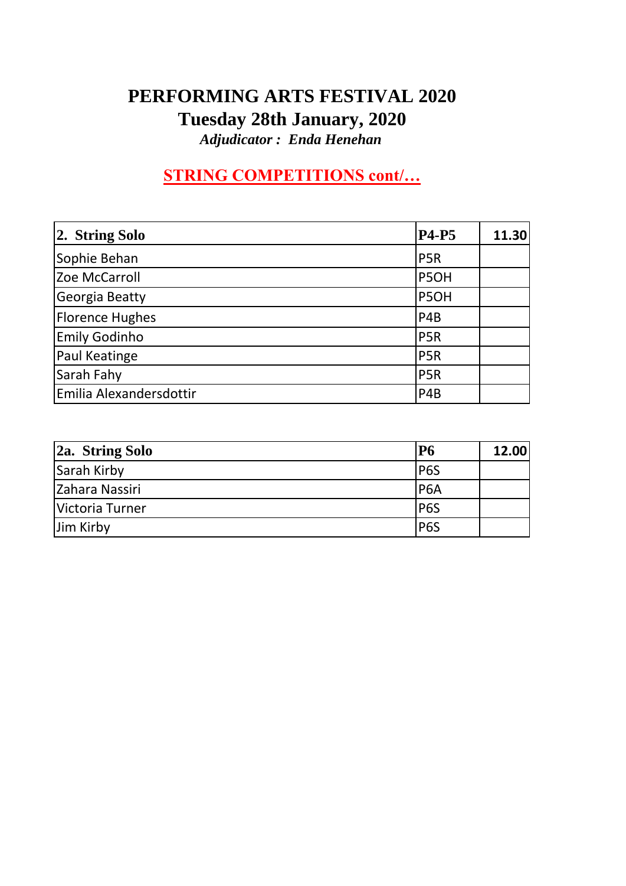# PERFORMING ARTS FESTIVAL 2020

## Tuesday 28th January, 2020

***Adjudicator : Enda Henehan***

## STRING COMPETITIONS cont/…

| **2. String Solo** | **P4-P5** | **11.30** |
|---|---|---|
| Sophie Behan | P5R | |
| Zoe McCarroll | P5OH | |
| Georgia Beatty | P5OH | |
| Florence Hughes | P4B | |
| Emily Godinho | P5R | |
| Paul Keatinge | P5R | |
| Sarah Fahy | P5R | |
| Emilia Alexandersdottir | P4B | |

| **2a. String Solo** | **P6** | **12.00** |
|---|---|---|
| Sarah Kirby | P6S | |
| Zahara Nassiri | P6A | |
| Victoria Turner | P6S | |
| Jim Kirby | P6S | |